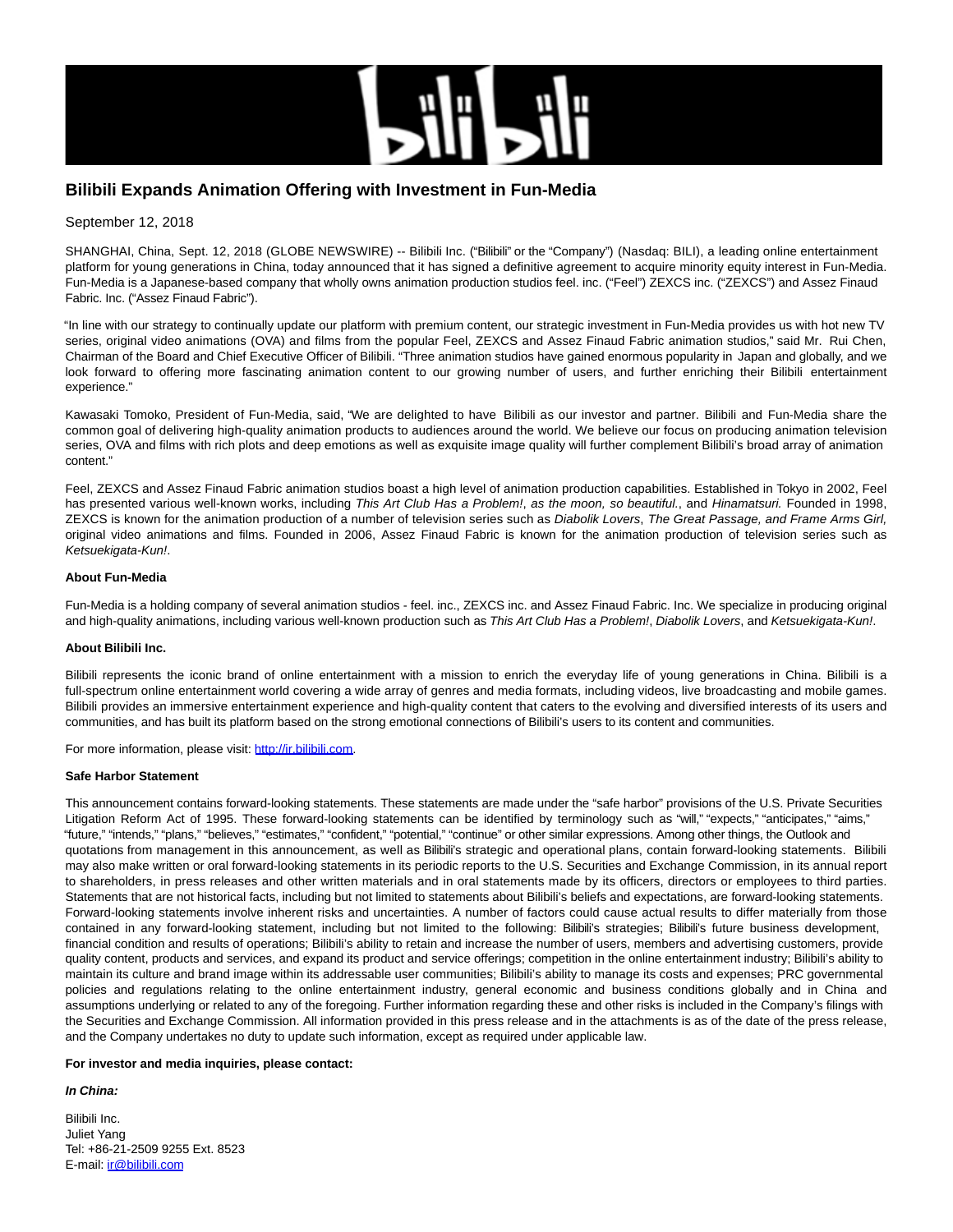# Bilibili Expands Animation Offering with Investment in Fun-Media

September 12, 2018

SHANGHAI, China, Sept. 12, 2018 (GLOBE NEWSWIRE) -- Bilibili Inc. ("Bilibili" or the "Company") (Nasdaq: BILI), a leading online entertainment platform for young generations in China, today announced that it has signed a definitive agreement to acquire minority equity interest in Fun-Media. Fun-Media is a Japanese-based company that wholly owns animation production studios feel. inc. ("Feel") ZEXCS inc. ("ZEXCS") and Assez Finaud Fabric. Inc. ("Assez Finaud Fabric").

"In line with our strategy to continually update our platform with premium content, our strategic investment in Fun-Media provides us with hot new TV series, original video animations (OVA) and films from the popular Feel, ZEXCS and Assez Finaud Fabric animation studios," said Mr. Rui Chen, Chairman of the Board and Chief Executive Officer of Bilibili. "Three animation studios have gained enormous popularity in Japan and globally, and we look forward to offering more fascinating animation content to our growing number of users, and further enriching their Bilibili entertainment experience."

Kawasaki Tomoko, President of Fun-Media, said, "We are delighted to have Bilibili as our investor and partner. Bilibili and Fun-Media share the common goal of delivering high-quality animation products to audiences around the world. We believe our focus on producing animation television series, OVA and films with rich plots and deep emotions as well as exquisite image quality will further complement Bilibili's broad array of animation content."

Feel, ZEXCS and Assez Finaud Fabric animation studios boast a high level of animation production capabilities. Established in Tokyo in 2002, Feel has presented various well-known works, including *This Art Club Has a Problem!*, *as the moon, so beautiful.*, and *Hinamatsuri.* Founded in 1998, ZEXCS is known for the animation production of a number of television series such as *Diabolik Lovers*, *The Great Passage, and Frame Arms Girl,* original video animations and films. Founded in 2006, Assez Finaud Fabric is known for the animation production of television series such as *Ketsuekigata-Kun!*.

**About Fun-Media**

Fun-Media is a holding company of several animation studios - feel. inc., ZEXCS inc. and Assez Finaud Fabric. Inc. We specialize in producing original and high-quality animations, including various well-known production such as *This Art Club Has a Problem!*, *Diabolik Lovers*, and *Ketsuekigata-Kun!*.

**About Bilibili Inc.**

Bilibili represents the iconic brand of online entertainment with a mission to enrich the everyday life of young generations in China. Bilibili is a full-spectrum online entertainment world covering a wide array of genres and media formats, including videos, live broadcasting and mobile games. Bilibili provides an immersive entertainment experience and high-quality content that caters to the evolving and diversified interests of its users and communities, and has built its platform based on the strong emotional connections of Bilibili's users to its content and communities.

For more information, please visit: http://ir.bilibili.com.

**Safe Harbor Statement**

This announcement contains forward-looking statements. These statements are made under the "safe harbor" provisions of the U.S. Private Securities Litigation Reform Act of 1995. These forward-looking statements can be identified by terminology such as "will," "expects," "anticipates," "aims," "future," "intends," "plans," "believes," "estimates," "confident," "potential," "continue" or other similar expressions. Among other things, the Outlook and quotations from management in this announcement, as well as Bilibili's strategic and operational plans, contain forward-looking statements. Bilibili may also make written or oral forward-looking statements in its periodic reports to the U.S. Securities and Exchange Commission, in its annual report to shareholders, in press releases and other written materials and in oral statements made by its officers, directors or employees to third parties. Statements that are not historical facts, including but not limited to statements about Bilibili's beliefs and expectations, are forward-looking statements. Forward-looking statements involve inherent risks and uncertainties. A number of factors could cause actual results to differ materially from those contained in any forward-looking statement, including but not limited to the following: Bilibili's strategies; Bilibili's future business development, financial condition and results of operations; Bilibili's ability to retain and increase the number of users, members and advertising customers, provide quality content, products and services, and expand its product and service offerings; competition in the online entertainment industry; Bilibili's ability to maintain its culture and brand image within its addressable user communities; Bilibili's ability to manage its costs and expenses; PRC governmental policies and regulations relating to the online entertainment industry, general economic and business conditions globally and in China and assumptions underlying or related to any of the foregoing. Further information regarding these and other risks is included in the Company's filings with the Securities and Exchange Commission. All information provided in this press release and in the attachments is as of the date of the press release, and the Company undertakes no duty to update such information, except as required under applicable law.

**For investor and media inquiries, please contact:**

***In China:***

Bilibili Inc.
Juliet Yang
Tel: +86-21-2509 9255 Ext. 8523
E-mail: ir@bilibili.com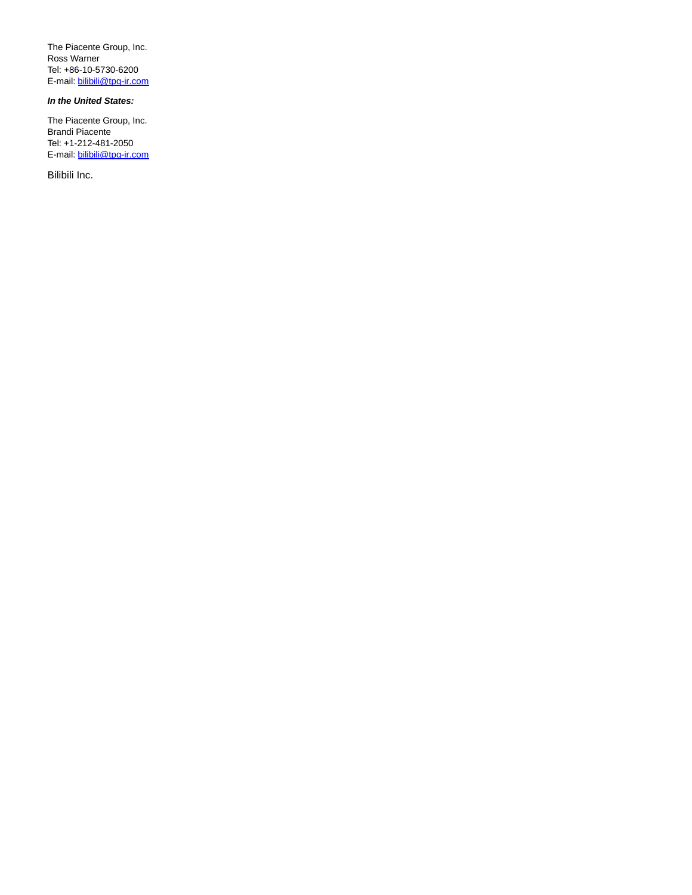The Piacente Group, Inc.
Ross Warner
Tel: +86-10-5730-6200
E-mail: bilibili@tpg-ir.com

***In the United States:***

The Piacente Group, Inc.
Brandi Piacente
Tel: +1-212-481-2050
E-mail: bilibili@tpg-ir.com

Bilibili Inc.